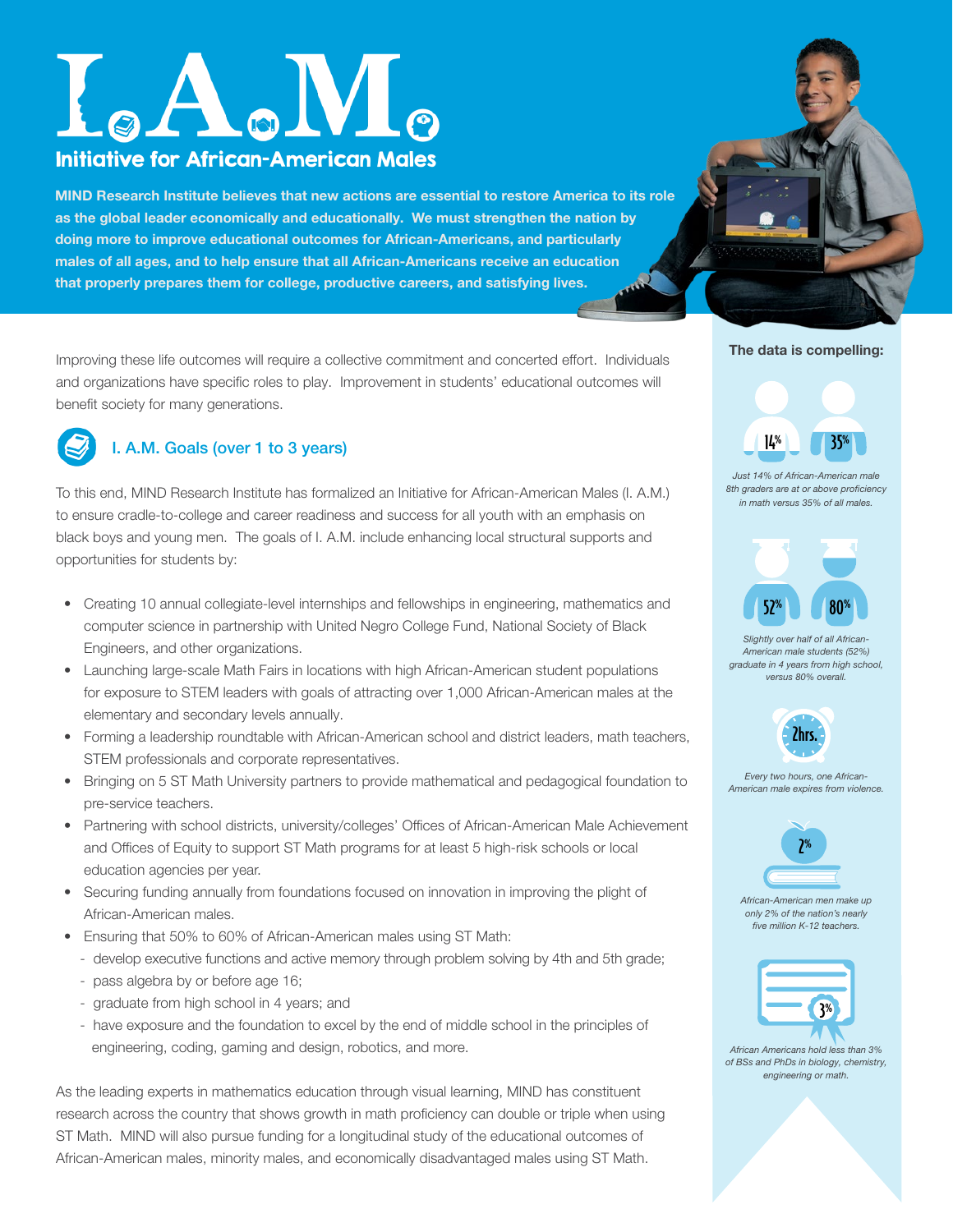# I.A.M.

## Initiative for African-American Males

**MIND Research Institute believes that new actions are essential to restore America to its role as the global leader economically and educationally. We must strengthen the nation by doing more to improve educational outcomes for African-Americans, and particularly males of all ages, and to help ensure that all African-Americans receive an education that properly prepares them for college, productive careers, and satisfying lives.**

Improving these life outcomes will require a collective commitment and concerted effort. Individuals and organizations have specific roles to play. Improvement in students' educational outcomes will benefit society for many generations.

### I. A.M. Goals (over 1 to 3 years)

To this end, MIND Research Institute has formalized an Initiative for African-American Males (I. A.M.) to ensure cradle-to-college and career readiness and success for all youth with an emphasis on black boys and young men. The goals of I. A.M. include enhancing local structural supports and opportunities for students by:

- Creating 10 annual collegiate-level internships and fellowships in engineering, mathematics and computer science in partnership with United Negro College Fund, National Society of Black Engineers, and other organizations.
- Launching large-scale Math Fairs in locations with high African-American student populations for exposure to STEM leaders with goals of attracting over 1,000 African-American males at the elementary and secondary levels annually.
- Forming a leadership roundtable with African-American school and district leaders, math teachers, STEM professionals and corporate representatives.
- Bringing on 5 ST Math University partners to provide mathematical and pedagogical foundation to pre-service teachers.
- Partnering with school districts, university/colleges' Offices of African-American Male Achievement and Offices of Equity to support ST Math programs for at least 5 high-risk schools or local education agencies per year.
- Securing funding annually from foundations focused on innovation in improving the plight of African-American males.
- Ensuring that 50% to 60% of African-American males using ST Math:
  - develop executive functions and active memory through problem solving by 4th and 5th grade;
  - pass algebra by or before age 16;
  - graduate from high school in 4 years; and
  - have exposure and the foundation to excel by the end of middle school in the principles of engineering, coding, gaming and design, robotics, and more.

As the leading experts in mathematics education through visual learning, MIND has constituent research across the country that shows growth in math proficiency can double or triple when using ST Math. MIND will also pursue funding for a longitudinal study of the educational outcomes of African-American males, minority males, and economically disadvantaged males using ST Math.

**The data is compelling:**

14% | 35%

*Just 14% of African-American male 8th graders are at or above proficiency in math versus 35% of all males.*

52% | 80%

*Slightly over half of all African-American male students (52%) graduate in 4 years from high school, versus 80% overall.*

2hrs.

*Every two hours, one African-American male expires from violence.*

2%

*African-American men make up only 2% of the nation's nearly five million K-12 teachers.*

3%

*African Americans hold less than 3% of BSs and PhDs in biology, chemistry, engineering or math.*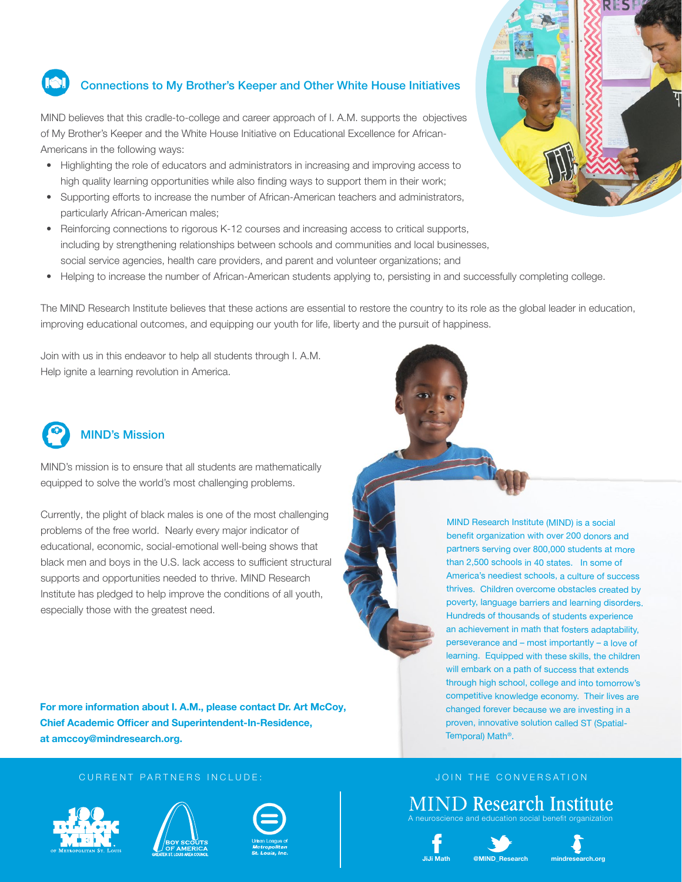## Connections to My Brother's Keeper and Other White House Initiatives

MIND believes that this cradle-to-college and career approach of I. A.M. supports the objectives of My Brother's Keeper and the White House Initiative on Educational Excellence for African-Americans in the following ways:

- Highlighting the role of educators and administrators in increasing and improving access to high quality learning opportunities while also finding ways to support them in their work;
- Supporting efforts to increase the number of African-American teachers and administrators, particularly African-American males;
- Reinforcing connections to rigorous K-12 courses and increasing access to critical supports, including by strengthening relationships between schools and communities and local businesses, social service agencies, health care providers, and parent and volunteer organizations; and
- Helping to increase the number of African-American students applying to, persisting in and successfully completing college.

The MIND Research Institute believes that these actions are essential to restore the country to its role as the global leader in education, improving educational outcomes, and equipping our youth for life, liberty and the pursuit of happiness.

Join with us in this endeavor to help all students through I. A.M. Help ignite a learning revolution in America.

## MIND's Mission

MIND's mission is to ensure that all students are mathematically equipped to solve the world's most challenging problems.

Currently, the plight of black males is one of the most challenging problems of the free world. Nearly every major indicator of educational, economic, social-emotional well-being shows that black men and boys in the U.S. lack access to sufficient structural supports and opportunities needed to thrive. MIND Research Institute has pledged to help improve the conditions of all youth, especially those with the greatest need.

MIND Research Institute (MIND) is a social benefit organization with over 200 donors and partners serving over 800,000 students at more than 2,500 schools in 40 states. In some of America's neediest schools, a culture of success thrives. Children overcome obstacles created by poverty, language barriers and learning disorders. Hundreds of thousands of students experience an achievement in math that fosters adaptability, perseverance and – most importantly – a love of learning. Equipped with these skills, the children will embark on a path of success that extends through high school, college and into tomorrow's competitive knowledge economy. Their lives are changed forever because we are investing in a proven, innovative solution called ST (Spatial-Temporal) Math®.

**For more information about I. A.M., please contact Dr. Art McCoy, Chief Academic Officer and Superintendent-In-Residence, at amccoy@mindresearch.org.**

CURRENT PARTNERS INCLUDE:

100 Black Men of Metropolitan St. Louis

Boy Scouts of America Greater St. Louis Area Council

Urban League of Metropolitan St. Louis, Inc.

JOIN THE CONVERSATION

MIND Research Institute

A neuroscience and education social benefit organization

JiJi Math

@MIND_Research

mindresearch.org